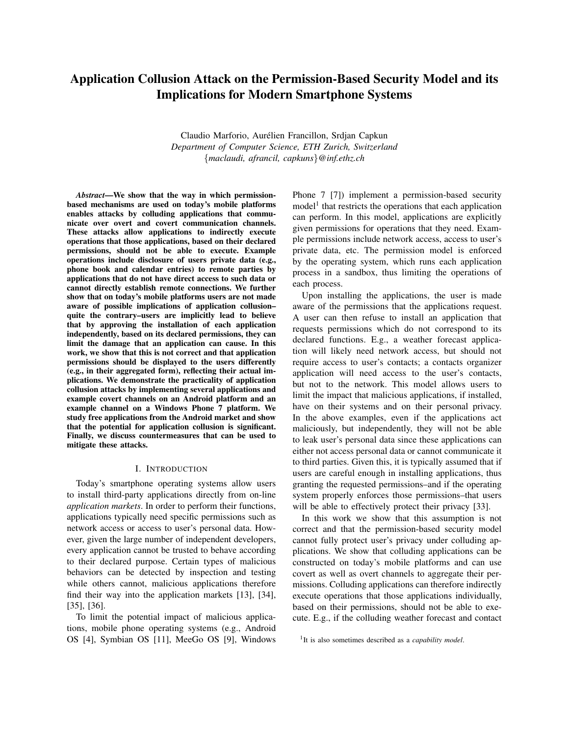# Application Collusion Attack on the Permission-Based Security Model and its Implications for Modern Smartphone Systems

Claudio Marforio, Aurélien Francillon, Srdjan Capkun
*Department of Computer Science, ETH Zurich, Switzerland*
{*maclaudi, afrancil, capkuns*}*@inf.ethz.ch*

***Abstract*—We show that the way in which permission-based mechanisms are used on today's mobile platforms enables attacks by colluding applications that communicate over overt and covert communication channels. These attacks allow applications to indirectly execute operations that those applications, based on their declared permissions, should not be able to execute. Example operations include disclosure of users private data (e.g., phone book and calendar entries) to remote parties by applications that do not have direct access to such data or cannot directly establish remote connections. We further show that on today's mobile platforms users are not made aware of possible implications of application collusion–quite the contrary–users are implicitly lead to believe that by approving the installation of each application independently, based on its declared permissions, they can limit the damage that an application can cause. In this work, we show that this is not correct and that application permissions should be displayed to the users differently (e.g., in their aggregated form), reflecting their actual implications. We demonstrate the practicality of application collusion attacks by implementing several applications and example covert channels on an Android platform and an example channel on a Windows Phone 7 platform. We study free applications from the Android market and show that the potential for application collusion is significant. Finally, we discuss countermeasures that can be used to mitigate these attacks.**

## I. Introduction

Today's smartphone operating systems allow users to install third-party applications directly from on-line *application markets*. In order to perform their functions, applications typically need specific permissions such as network access or access to user's personal data. However, given the large number of independent developers, every application cannot be trusted to behave according to their declared purpose. Certain types of malicious behaviors can be detected by inspection and testing while others cannot, malicious applications therefore find their way into the application markets [13], [34], [35], [36].

To limit the potential impact of malicious applications, mobile phone operating systems (e.g., Android OS [4], Symbian OS [11], MeeGo OS [9], Windows Phone 7 [7]) implement a permission-based security model[1] that restricts the operations that each application can perform. In this model, applications are explicitly given permissions for operations that they need. Example permissions include network access, access to user's private data, etc. The permission model is enforced by the operating system, which runs each application process in a sandbox, thus limiting the operations of each process.

Upon installing the applications, the user is made aware of the permissions that the applications request. A user can then refuse to install an application that requests permissions which do not correspond to its declared functions. E.g., a weather forecast application will likely need network access, but should not require access to user's contacts; a contacts organizer application will need access to the user's contacts, but not to the network. This model allows users to limit the impact that malicious applications, if installed, have on their systems and on their personal privacy. In the above examples, even if the applications act maliciously, but independently, they will not be able to leak user's personal data since these applications can either not access personal data or cannot communicate it to third parties. Given this, it is typically assumed that if users are careful enough in installing applications, thus granting the requested permissions–and if the operating system properly enforces those permissions–that users will be able to effectively protect their privacy [33].

In this work we show that this assumption is not correct and that the permission-based security model cannot fully protect user's privacy under colluding applications. We show that colluding applications can be constructed on today's mobile platforms and can use covert as well as overt channels to aggregate their permissions. Colluding applications can therefore indirectly execute operations that those applications individually, based on their permissions, should not be able to execute. E.g., if the colluding weather forecast and contact

[1] It is also sometimes described as a *capability model*.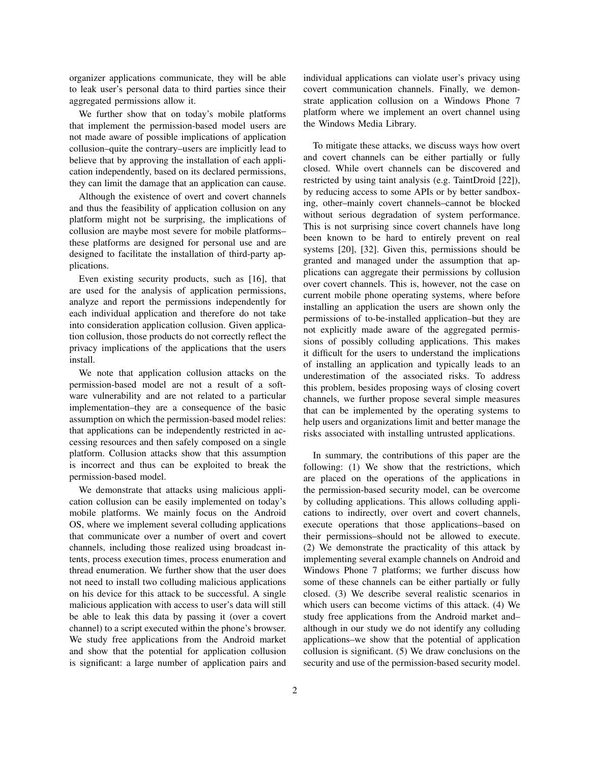organizer applications communicate, they will be able to leak user's personal data to third parties since their aggregated permissions allow it.

We further show that on today's mobile platforms that implement the permission-based model users are not made aware of possible implications of application collusion–quite the contrary–users are implicitly lead to believe that by approving the installation of each application independently, based on its declared permissions, they can limit the damage that an application can cause.

Although the existence of overt and covert channels and thus the feasibility of application collusion on any platform might not be surprising, the implications of collusion are maybe most severe for mobile platforms–these platforms are designed for personal use and are designed to facilitate the installation of third-party applications.

Even existing security products, such as [16], that are used for the analysis of application permissions, analyze and report the permissions independently for each individual application and therefore do not take into consideration application collusion. Given application collusion, those products do not correctly reflect the privacy implications of the applications that the users install.

We note that application collusion attacks on the permission-based model are not a result of a software vulnerability and are not related to a particular implementation–they are a consequence of the basic assumption on which the permission-based model relies: that applications can be independently restricted in accessing resources and then safely composed on a single platform. Collusion attacks show that this assumption is incorrect and thus can be exploited to break the permission-based model.

We demonstrate that attacks using malicious application collusion can be easily implemented on today's mobile platforms. We mainly focus on the Android OS, where we implement several colluding applications that communicate over a number of overt and covert channels, including those realized using broadcast intents, process execution times, process enumeration and thread enumeration. We further show that the user does not need to install two colluding malicious applications on his device for this attack to be successful. A single malicious application with access to user's data will still be able to leak this data by passing it (over a covert channel) to a script executed within the phone's browser. We study free applications from the Android market and show that the potential for application collusion is significant: a large number of application pairs and individual applications can violate user's privacy using covert communication channels. Finally, we demonstrate application collusion on a Windows Phone 7 platform where we implement an overt channel using the Windows Media Library.

To mitigate these attacks, we discuss ways how overt and covert channels can be either partially or fully closed. While overt channels can be discovered and restricted by using taint analysis (e.g. TaintDroid [22]), by reducing access to some APIs or by better sandboxing, other–mainly covert channels–cannot be blocked without serious degradation of system performance. This is not surprising since covert channels have long been known to be hard to entirely prevent on real systems [20], [32]. Given this, permissions should be granted and managed under the assumption that applications can aggregate their permissions by collusion over covert channels. This is, however, not the case on current mobile phone operating systems, where before installing an application the users are shown only the permissions of to-be-installed application–but they are not explicitly made aware of the aggregated permissions of possibly colluding applications. This makes it difficult for the users to understand the implications of installing an application and typically leads to an underestimation of the associated risks. To address this problem, besides proposing ways of closing covert channels, we further propose several simple measures that can be implemented by the operating systems to help users and organizations limit and better manage the risks associated with installing untrusted applications.

In summary, the contributions of this paper are the following: (1) We show that the restrictions, which are placed on the operations of the applications in the permission-based security model, can be overcome by colluding applications. This allows colluding applications to indirectly, over overt and covert channels, execute operations that those applications–based on their permissions–should not be allowed to execute. (2) We demonstrate the practicality of this attack by implementing several example channels on Android and Windows Phone 7 platforms; we further discuss how some of these channels can be either partially or fully closed. (3) We describe several realistic scenarios in which users can become victims of this attack. (4) We study free applications from the Android market and–although in our study we do not identify any colluding applications–we show that the potential of application collusion is significant. (5) We draw conclusions on the security and use of the permission-based security model.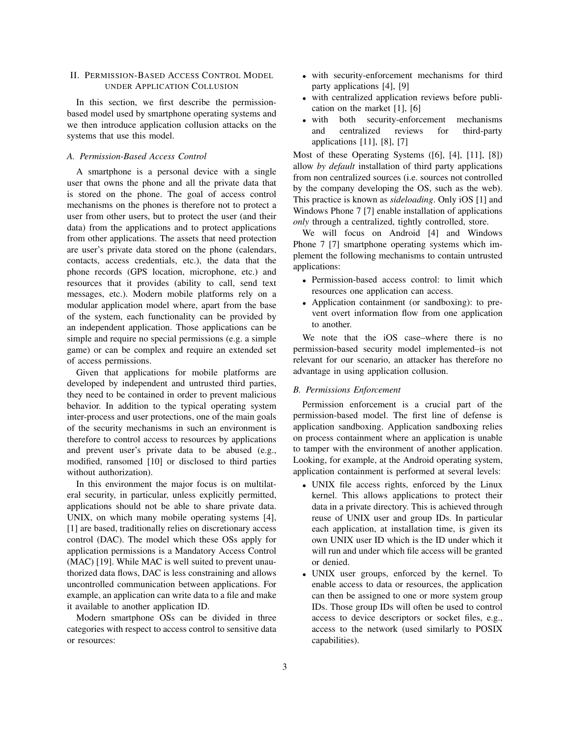## II. Permission-Based Access Control Model under Application Collusion

In this section, we first describe the permission-based model used by smartphone operating systems and we then introduce application collusion attacks on the systems that use this model.

### *A. Permission-Based Access Control*

A smartphone is a personal device with a single user that owns the phone and all the private data that is stored on the phone. The goal of access control mechanisms on the phones is therefore not to protect a user from other users, but to protect the user (and their data) from the applications and to protect applications from other applications. The assets that need protection are user's private data stored on the phone (calendars, contacts, access credentials, etc.), the data that the phone records (GPS location, microphone, etc.) and resources that it provides (ability to call, send text messages, etc.). Modern mobile platforms rely on a modular application model where, apart from the base of the system, each functionality can be provided by an independent application. Those applications can be simple and require no special permissions (e.g. a simple game) or can be complex and require an extended set of access permissions.

Given that applications for mobile platforms are developed by independent and untrusted third parties, they need to be contained in order to prevent malicious behavior. In addition to the typical operating system inter-process and user protections, one of the main goals of the security mechanisms in such an environment is therefore to control access to resources by applications and prevent user's private data to be abused (e.g., modified, ransomed [10] or disclosed to third parties without authorization).

In this environment the major focus is on multilateral security, in particular, unless explicitly permitted, applications should not be able to share private data. UNIX, on which many mobile operating systems [4], [1] are based, traditionally relies on discretionary access control (DAC). The model which these OSs apply for application permissions is a Mandatory Access Control (MAC) [19]. While MAC is well suited to prevent unauthorized data flows, DAC is less constraining and allows uncontrolled communication between applications. For example, an application can write data to a file and make it available to another application ID.

Modern smartphone OSs can be divided in three categories with respect to access control to sensitive data or resources:

- with security-enforcement mechanisms for third party applications [4], [9]
- with centralized application reviews before publication on the market [1], [6]
- with both security-enforcement mechanisms and centralized reviews for third-party applications [11], [8], [7]

Most of these Operating Systems ([6], [4], [11], [8]) allow *by default* installation of third party applications from non centralized sources (i.e. sources not controlled by the company developing the OS, such as the web). This practice is known as *sideloading*. Only iOS [1] and Windows Phone 7 [7] enable installation of applications *only* through a centralized, tightly controlled, store.

We will focus on Android [4] and Windows Phone 7 [7] smartphone operating systems which implement the following mechanisms to contain untrusted applications:

- Permission-based access control: to limit which resources one application can access.
- Application containment (or sandboxing): to prevent overt information flow from one application to another.

We note that the iOS case–where there is no permission-based security model implemented–is not relevant for our scenario, an attacker has therefore no advantage in using application collusion.

### *B. Permissions Enforcement*

Permission enforcement is a crucial part of the permission-based model. The first line of defense is application sandboxing. Application sandboxing relies on process containment where an application is unable to tamper with the environment of another application. Looking, for example, at the Android operating system, application containment is performed at several levels:

- UNIX file access rights, enforced by the Linux kernel. This allows applications to protect their data in a private directory. This is achieved through reuse of UNIX user and group IDs. In particular each application, at installation time, is given its own UNIX user ID which is the ID under which it will run and under which file access will be granted or denied.
- UNIX user groups, enforced by the kernel. To enable access to data or resources, the application can then be assigned to one or more system group IDs. Those group IDs will often be used to control access to device descriptors or socket files, e.g., access to the network (used similarly to POSIX capabilities).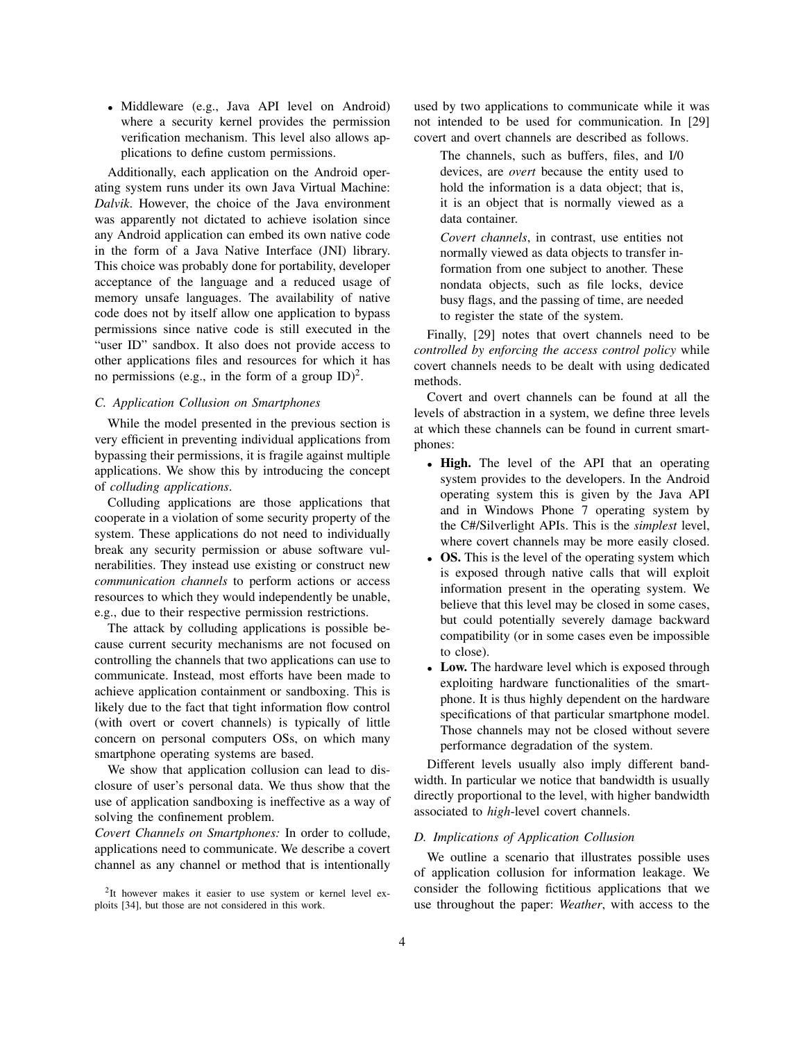- Middleware (e.g., Java API level on Android) where a security kernel provides the permission verification mechanism. This level also allows applications to define custom permissions.

Additionally, each application on the Android operating system runs under its own Java Virtual Machine: *Dalvik*. However, the choice of the Java environment was apparently not dictated to achieve isolation since any Android application can embed its own native code in the form of a Java Native Interface (JNI) library. This choice was probably done for portability, developer acceptance of the language and a reduced usage of memory unsafe languages. The availability of native code does not by itself allow one application to bypass permissions since native code is still executed in the "user ID" sandbox. It also does not provide access to other applications files and resources for which it has no permissions (e.g., in the form of a group ID)[2].

### C. Application Collusion on Smartphones

While the model presented in the previous section is very efficient in preventing individual applications from bypassing their permissions, it is fragile against multiple applications. We show this by introducing the concept of *colluding applications*.

Colluding applications are those applications that cooperate in a violation of some security property of the system. These applications do not need to individually break any security permission or abuse software vulnerabilities. They instead use existing or construct new *communication channels* to perform actions or access resources to which they would independently be unable, e.g., due to their respective permission restrictions.

The attack by colluding applications is possible because current security mechanisms are not focused on controlling the channels that two applications can use to communicate. Instead, most efforts have been made to achieve application containment or sandboxing. This is likely due to the fact that tight information flow control (with overt or covert channels) is typically of little concern on personal computers OSs, on which many smartphone operating systems are based.

We show that application collusion can lead to disclosure of user's personal data. We thus show that the use of application sandboxing is ineffective as a way of solving the confinement problem.

*Covert Channels on Smartphones:* In order to collude, applications need to communicate. We describe a covert channel as any channel or method that is intentionally used by two applications to communicate while it was not intended to be used for communication. In [29] covert and overt channels are described as follows.

> The channels, such as buffers, files, and I/0 devices, are *overt* because the entity used to hold the information is a data object; that is, it is an object that is normally viewed as a data container.
>
> *Covert channels*, in contrast, use entities not normally viewed as data objects to transfer information from one subject to another. These nondata objects, such as file locks, device busy flags, and the passing of time, are needed to register the state of the system.

Finally, [29] notes that overt channels need to be *controlled by enforcing the access control policy* while covert channels needs to be dealt with using dedicated methods.

Covert and overt channels can be found at all the levels of abstraction in a system, we define three levels at which these channels can be found in current smartphones:

- **High.** The level of the API that an operating system provides to the developers. In the Android operating system this is given by the Java API and in Windows Phone 7 operating system by the C#/Silverlight APIs. This is the *simplest* level, where covert channels may be more easily closed.
- **OS.** This is the level of the operating system which is exposed through native calls that will exploit information present in the operating system. We believe that this level may be closed in some cases, but could potentially severely damage backward compatibility (or in some cases even be impossible to close).
- **Low.** The hardware level which is exposed through exploiting hardware functionalities of the smartphone. It is thus highly dependent on the hardware specifications of that particular smartphone model. Those channels may not be closed without severe performance degradation of the system.

Different levels usually also imply different bandwidth. In particular we notice that bandwidth is usually directly proportional to the level, with higher bandwidth associated to *high*-level covert channels.

### D. Implications of Application Collusion

We outline a scenario that illustrates possible uses of application collusion for information leakage. We consider the following fictitious applications that we use throughout the paper: *Weather*, with access to the

[2]It however makes it easier to use system or kernel level exploits [34], but those are not considered in this work.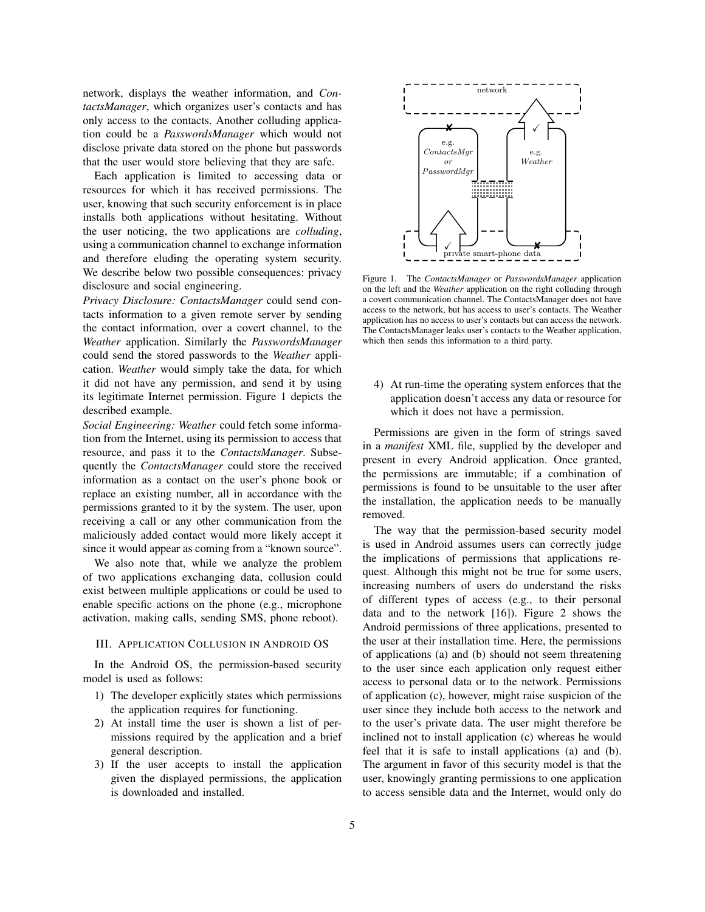network, displays the weather information, and *ContactsManager*, which organizes user's contacts and has only access to the contacts. Another colluding application could be a *PasswordsManager* which would not disclose private data stored on the phone but passwords that the user would store believing that they are safe.

Each application is limited to accessing data or resources for which it has received permissions. The user, knowing that such security enforcement is in place installs both applications without hesitating. Without the user noticing, the two applications are *colluding*, using a communication channel to exchange information and therefore eluding the operating system security. We describe below two possible consequences: privacy disclosure and social engineering.

*Privacy Disclosure: ContactsManager* could send contacts information to a given remote server by sending the contact information, over a covert channel, to the *Weather* application. Similarly the *PasswordsManager* could send the stored passwords to the *Weather* application. *Weather* would simply take the data, for which it did not have any permission, and send it by using its legitimate Internet permission. Figure 1 depicts the described example.

*Social Engineering: Weather* could fetch some information from the Internet, using its permission to access that resource, and pass it to the *ContactsManager*. Subsequently the *ContactsManager* could store the received information as a contact on the user's phone book or replace an existing number, all in accordance with the permissions granted to it by the system. The user, upon receiving a call or any other communication from the maliciously added contact would more likely accept it since it would appear as coming from a "known source".

We also note that, while we analyze the problem of two applications exchanging data, collusion could exist between multiple applications or could be used to enable specific actions on the phone (e.g., microphone activation, making calls, sending SMS, phone reboot).

## III. Application Collusion in Android OS

In the Android OS, the permission-based security model is used as follows:

1) The developer explicitly states which permissions the application requires for functioning.
2) At install time the user is shown a list of permissions required by the application and a brief general description.
3) If the user accepts to install the application given the displayed permissions, the application is downloaded and installed.

network

e.g. *ContactsMgr* *or* *PasswordMgr*

e.g. *Weather*

private smart-phone data

Figure 1. The *ContactsManager* or *PasswordsManager* application on the left and the *Weather* application on the right colluding through a covert communication channel. The ContactsManager does not have access to the network, but has access to user's contacts. The Weather application has no access to user's contacts but can access the network. The ContactsManager leaks user's contacts to the Weather application, which then sends this information to a third party.

4) At run-time the operating system enforces that the application doesn't access any data or resource for which it does not have a permission.

Permissions are given in the form of strings saved in a *manifest* XML file, supplied by the developer and present in every Android application. Once granted, the permissions are immutable; if a combination of permissions is found to be unsuitable to the user after the installation, the application needs to be manually removed.

The way that the permission-based security model is used in Android assumes users can correctly judge the implications of permissions that applications request. Although this might not be true for some users, increasing numbers of users do understand the risks of different types of access (e.g., to their personal data and to the network [16]). Figure 2 shows the Android permissions of three applications, presented to the user at their installation time. Here, the permissions of applications (a) and (b) should not seem threatening to the user since each application only request either access to personal data or to the network. Permissions of application (c), however, might raise suspicion of the user since they include both access to the network and to the user's private data. The user might therefore be inclined not to install application (c) whereas he would feel that it is safe to install applications (a) and (b). The argument in favor of this security model is that the user, knowingly granting permissions to one application to access sensible data and the Internet, would only do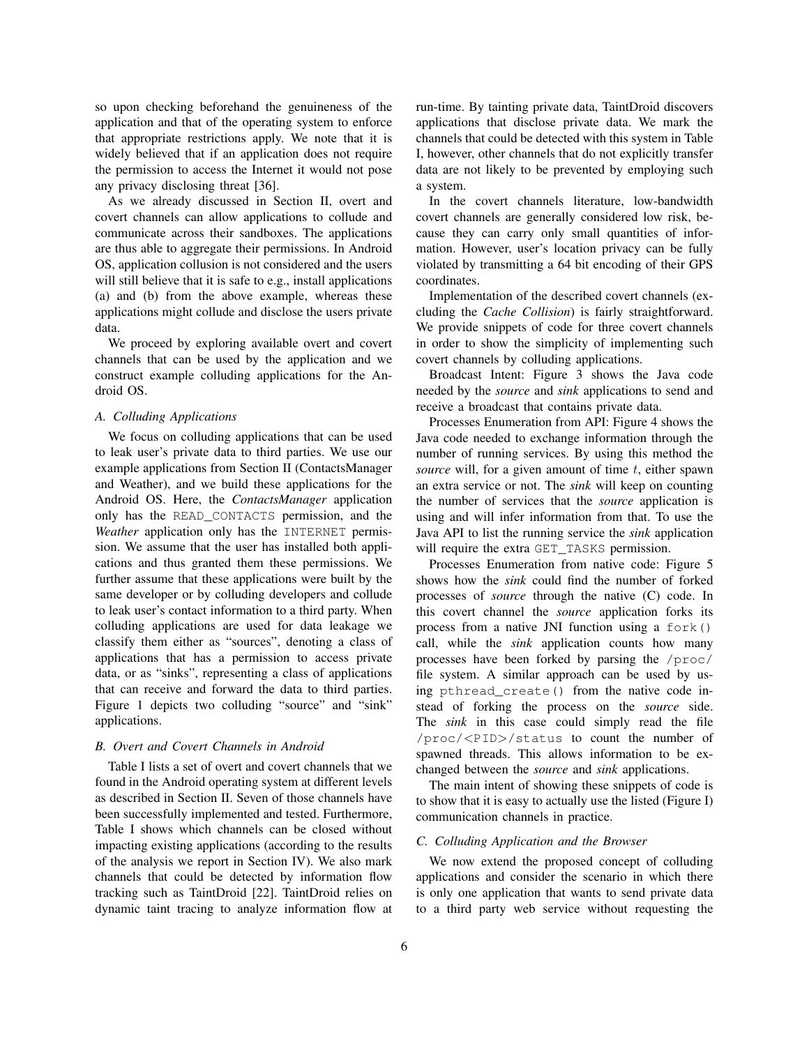so upon checking beforehand the genuineness of the application and that of the operating system to enforce that appropriate restrictions apply. We note that it is widely believed that if an application does not require the permission to access the Internet it would not pose any privacy disclosing threat [36].

As we already discussed in Section II, overt and covert channels can allow applications to collude and communicate across their sandboxes. The applications are thus able to aggregate their permissions. In Android OS, application collusion is not considered and the users will still believe that it is safe to e.g., install applications (a) and (b) from the above example, whereas these applications might collude and disclose the users private data.

We proceed by exploring available overt and covert channels that can be used by the application and we construct example colluding applications for the Android OS.

### A. Colluding Applications

We focus on colluding applications that can be used to leak user's private data to third parties. We use our example applications from Section II (ContactsManager and Weather), and we build these applications for the Android OS. Here, the *ContactsManager* application only has the `READ_CONTACTS` permission, and the *Weather* application only has the `INTERNET` permission. We assume that the user has installed both applications and thus granted them these permissions. We further assume that these applications were built by the same developer or by colluding developers and collude to leak user's contact information to a third party. When colluding applications are used for data leakage we classify them either as "sources", denoting a class of applications that has a permission to access private data, or as "sinks", representing a class of applications that can receive and forward the data to third parties. Figure 1 depicts two colluding "source" and "sink" applications.

### B. Overt and Covert Channels in Android

Table I lists a set of overt and covert channels that we found in the Android operating system at different levels as described in Section II. Seven of those channels have been successfully implemented and tested. Furthermore, Table I shows which channels can be closed without impacting existing applications (according to the results of the analysis we report in Section IV). We also mark channels that could be detected by information flow tracking such as TaintDroid [22]. TaintDroid relies on dynamic taint tracing to analyze information flow at run-time. By tainting private data, TaintDroid discovers applications that disclose private data. We mark the channels that could be detected with this system in Table I, however, other channels that do not explicitly transfer data are not likely to be prevented by employing such a system.

In the covert channels literature, low-bandwidth covert channels are generally considered low risk, because they can carry only small quantities of information. However, user's location privacy can be fully violated by transmitting a 64 bit encoding of their GPS coordinates.

Implementation of the described covert channels (excluding the *Cache Collision*) is fairly straightforward. We provide snippets of code for three covert channels in order to show the simplicity of implementing such covert channels by colluding applications.

Broadcast Intent: Figure 3 shows the Java code needed by the *source* and *sink* applications to send and receive a broadcast that contains private data.

Processes Enumeration from API: Figure 4 shows the Java code needed to exchange information through the number of running services. By using this method the *source* will, for a given amount of time $t$, either spawn an extra service or not. The *sink* will keep on counting the number of services that the *source* application is using and will infer information from that. To use the Java API to list the running service the *sink* application will require the extra `GET_TASKS` permission.

Processes Enumeration from native code: Figure 5 shows how the *sink* could find the number of forked processes of *source* through the native (C) code. In this covert channel the *source* application forks its process from a native JNI function using a `fork()` call, while the *sink* application counts how many processes have been forked by parsing the `/proc/` file system. A similar approach can be used by using `pthread_create()` from the native code instead of forking the process on the *source* side. The *sink* in this case could simply read the file `/proc/<PID>/status` to count the number of spawned threads. This allows information to be exchanged between the *source* and *sink* applications.

The main intent of showing these snippets of code is to show that it is easy to actually use the listed (Figure I) communication channels in practice.

### C. Colluding Application and the Browser

We now extend the proposed concept of colluding applications and consider the scenario in which there is only one application that wants to send private data to a third party web service without requesting the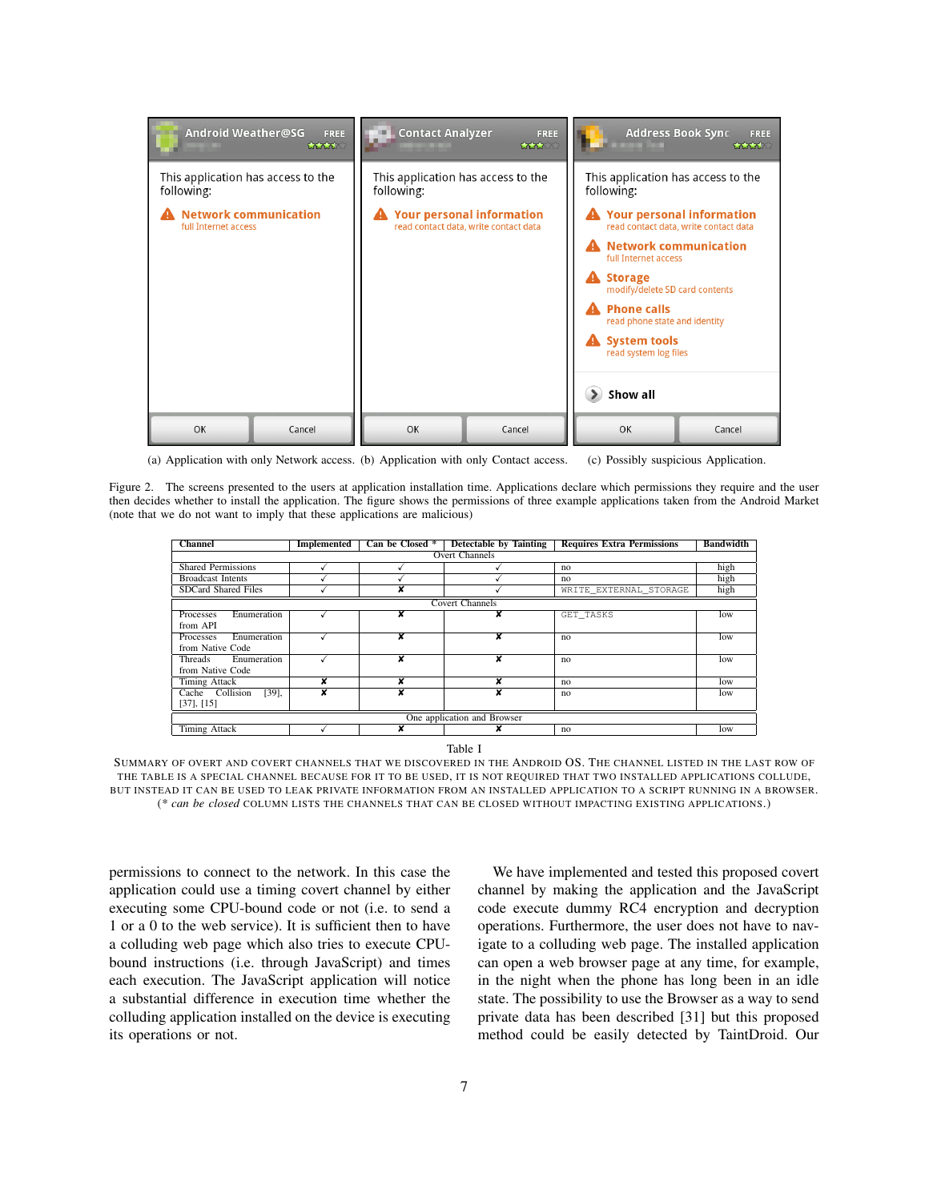(a) Application with only Network access. (b) Application with only Contact access. (c) Possibly suspicious Application.

Figure 2. The screens presented to the users at application installation time. Applications declare which permissions they require and the user then decides whether to install the application. The figure shows the permissions of three example applications taken from the Android Market (note that we do not want to imply that these applications are malicious)

| Channel | Implemented | Can be Closed * | Detectable by Tainting | Requires Extra Permissions | Bandwidth |
|---|---|---|---|---|---|
| Overt Channels | | | | | |
| Shared Permissions | ✓ | ✓ | ✓ | no | high |
| Broadcast Intents | ✓ | ✓ | ✓ | no | high |
| SDCard Shared Files | ✓ | ✗ | ✓ | WRITE_EXTERNAL_STORAGE | high |
| Covert Channels | | | | | |
| Processes Enumeration from API | ✓ | ✗ | ✗ | GET_TASKS | low |
| Processes Enumeration from Native Code | ✓ | ✗ | ✗ | no | low |
| Threads Enumeration from Native Code | ✓ | ✗ | ✗ | no | low |
| Timing Attack | ✗ | ✗ | ✗ | no | low |
| Cache Collision [39], [37], [15] | ✗ | ✗ | ✗ | no | low |
| One application and Browser | | | | | |
| Timing Attack | ✓ | ✗ | ✗ | no | low |

Table I

SUMMARY OF OVERT AND COVERT CHANNELS THAT WE DISCOVERED IN THE ANDROID OS. THE CHANNEL LISTED IN THE LAST ROW OF THE TABLE IS A SPECIAL CHANNEL BECAUSE FOR IT TO BE USED, IT IS NOT REQUIRED THAT TWO INSTALLED APPLICATIONS COLLUDE, BUT INSTEAD IT CAN BE USED TO LEAK PRIVATE INFORMATION FROM AN INSTALLED APPLICATION TO A SCRIPT RUNNING IN A BROWSER. (* *can be closed* COLUMN LISTS THE CHANNELS THAT CAN BE CLOSED WITHOUT IMPACTING EXISTING APPLICATIONS.)

permissions to connect to the network. In this case the application could use a timing covert channel by either executing some CPU-bound code or not (i.e. to send a 1 or a 0 to the web service). It is sufficient then to have a colluding web page which also tries to execute CPU-bound instructions (i.e. through JavaScript) and times each execution. The JavaScript application will notice a substantial difference in execution time whether the colluding application installed on the device is executing its operations or not.

We have implemented and tested this proposed covert channel by making the application and the JavaScript code execute dummy RC4 encryption and decryption operations. Furthermore, the user does not have to navigate to a colluding web page. The installed application can open a web browser page at any time, for example, in the night when the phone has long been in an idle state. The possibility to use the Browser as a way to send private data has been described [31] but this proposed method could be easily detected by TaintDroid. Our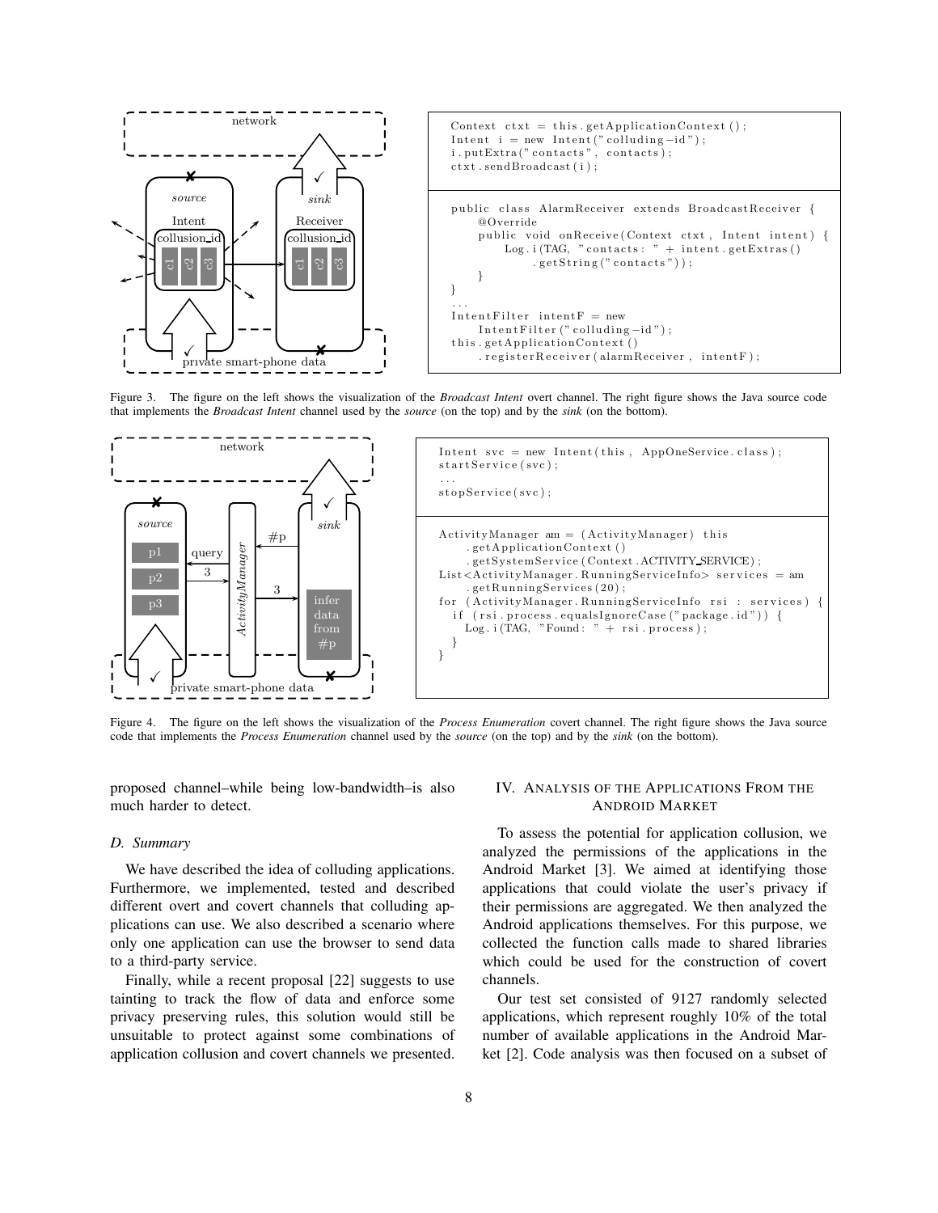```
Context ctxt = this.getApplicationContext();
Intent i = new Intent("colluding-id");
i.putExtra("contacts", contacts);
ctxt.sendBroadcast(i);
```

```
public class AlarmReceiver extends BroadcastReceiver {
    @Override
    public void onReceive(Context ctxt, Intent intent) {
        Log.i(TAG, "contacts: " + intent.getExtras()
            .getString("contacts"));
    }
}
...
IntentFilter intentF = new
    IntentFilter("colluding-id");
this.getApplicationContext()
    .registerReceiver(alarmReceiver, intentF);
```

Figure 3. The figure on the left shows the visualization of the *Broadcast Intent* overt channel. The right figure shows the Java source code that implements the *Broadcast Intent* channel used by the *source* (on the top) and by the *sink* (on the bottom).

```
Intent svc = new Intent(this, AppOneService.class);
startService(svc);
...
stopService(svc);
```

```
ActivityManager am = (ActivityManager) this
    .getApplicationContext()
    .getSystemService(Context.ACTIVITY_SERVICE);
List<ActivityManager.RunningServiceInfo> services = am
    .getRunningServices(20);
for (ActivityManager.RunningServiceInfo rsi : services) {
  if (rsi.process.equalsIgnoreCase("package.id")) {
    Log.i(TAG, "Found: " + rsi.process);
  }
}
```

Figure 4. The figure on the left shows the visualization of the *Process Enumeration* covert channel. The right figure shows the Java source code that implements the *Process Enumeration* channel used by the *source* (on the top) and by the *sink* (on the bottom).

proposed channel–while being low-bandwidth–is also much harder to detect.

### D. Summary

We have described the idea of colluding applications. Furthermore, we implemented, tested and described different overt and covert channels that colluding applications can use. We also described a scenario where only one application can use the browser to send data to a third-party service.

Finally, while a recent proposal [22] suggests to use tainting to track the flow of data and enforce some privacy preserving rules, this solution would still be unsuitable to protect against some combinations of application collusion and covert channels we presented.

## IV. Analysis of the Applications From the Android Market

To assess the potential for application collusion, we analyzed the permissions of the applications in the Android Market [3]. We aimed at identifying those applications that could violate the user's privacy if their permissions are aggregated. We then analyzed the Android applications themselves. For this purpose, we collected the function calls made to shared libraries which could be used for the construction of covert channels.

Our test set consisted of 9127 randomly selected applications, which represent roughly 10% of the total number of available applications in the Android Market [2]. Code analysis was then focused on a subset of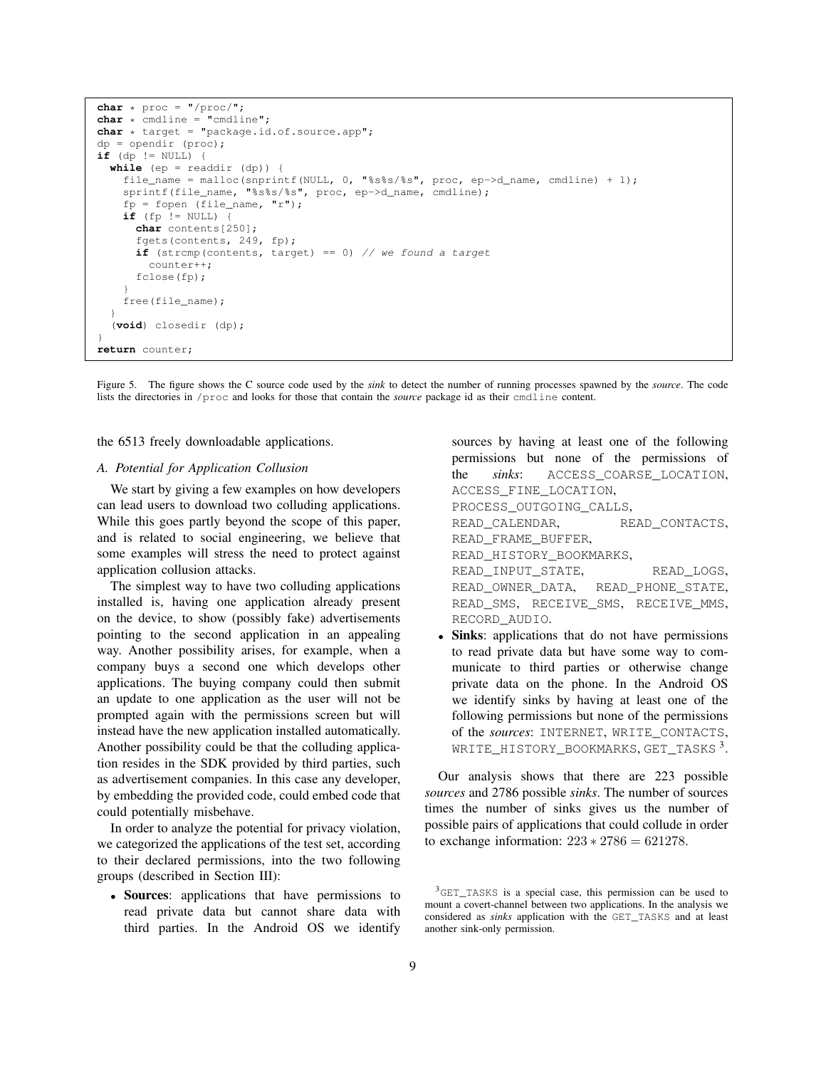```c
char * proc = "/proc/";
char * cmdline = "cmdline";
char * target = "package.id.of.source.app";
dp = opendir (proc);
if (dp != NULL) {
  while (ep = readdir (dp)) {
    file_name = malloc(snprintf(NULL, 0, "%s%s/%s", proc, ep->d_name, cmdline) + 1);
    sprintf(file_name, "%s%s/%s", proc, ep->d_name, cmdline);
    fp = fopen (file_name, "r");
    if (fp != NULL) {
      char contents[250];
      fgets(contents, 249, fp);
      if (strcmp(contents, target) == 0) // we found a target
        counter++;
      fclose(fp);
    }
    free(file_name);
  }
  (void) closedir (dp);
}
return counter;
```

Figure 5. The figure shows the C source code used by the *sink* to detect the number of running processes spawned by the *source*. The code lists the directories in `/proc` and looks for those that contain the *source* package id as their `cmdline` content.

the 6513 freely downloadable applications.

### A. Potential for Application Collusion

We start by giving a few examples on how developers can lead users to download two colluding applications. While this goes partly beyond the scope of this paper, and is related to social engineering, we believe that some examples will stress the need to protect against application collusion attacks.

The simplest way to have two colluding applications installed is, having one application already present on the device, to show (possibly fake) advertisements pointing to the second application in an appealing way. Another possibility arises, for example, when a company buys a second one which develops other applications. The buying company could then submit an update to one application as the user will not be prompted again with the permissions screen but will instead have the new application installed automatically. Another possibility could be that the colluding application resides in the SDK provided by third parties, such as advertisement companies. In this case any developer, by embedding the provided code, could embed code that could potentially misbehave.

In order to analyze the potential for privacy violation, we categorized the applications of the test set, according to their declared permissions, into the two following groups (described in Section III):

- **Sources**: applications that have permissions to read private data but cannot share data with third parties. In the Android OS we identify sources by having at least one of the following permissions but none of the permissions of the *sinks*: ACCESS_COARSE_LOCATION, ACCESS_FINE_LOCATION, PROCESS_OUTGOING_CALLS, READ_CALENDAR, READ_CONTACTS, READ_FRAME_BUFFER, READ_HISTORY_BOOKMARKS, READ_INPUT_STATE, READ_LOGS, READ_OWNER_DATA, READ_PHONE_STATE, READ_SMS, RECEIVE_SMS, RECEIVE_MMS, RECORD_AUDIO.
- **Sinks**: applications that do not have permissions to read private data but have some way to communicate to third parties or otherwise change private data on the phone. In the Android OS we identify sinks by having at least one of the following permissions but none of the permissions of the *sources*: INTERNET, WRITE_CONTACTS, WRITE_HISTORY_BOOKMARKS, GET_TASKS [3].

Our analysis shows that there are 223 possible *sources* and 2786 possible *sinks*. The number of sources times the number of sinks gives us the number of possible pairs of applications that could collude in order to exchange information: $223 * 2786 = 621278$.

[3] GET_TASKS is a special case, this permission can be used to mount a covert-channel between two applications. In the analysis we considered as *sinks* application with the GET_TASKS and at least another sink-only permission.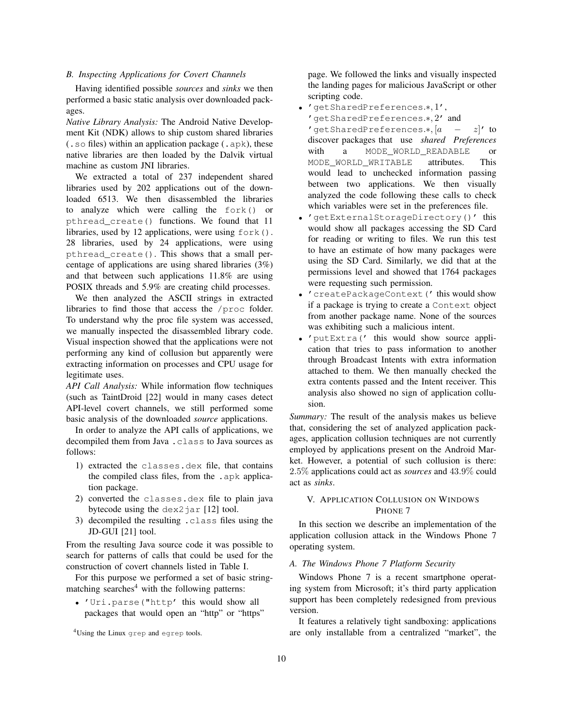### B. Inspecting Applications for Covert Channels

Having identified possible *sources* and *sinks* we then performed a basic static analysis over downloaded packages.

*Native Library Analysis:* The Android Native Development Kit (NDK) allows to ship custom shared libraries (`.so` files) within an application package (`.apk`), these native libraries are then loaded by the Dalvik virtual machine as custom JNI libraries.

We extracted a total of 237 independent shared libraries used by 202 applications out of the downloaded 6513. We then disassembled the libraries to analyze which were calling the `fork()` or `pthread_create()` functions. We found that 11 libraries, used by 12 applications, were using `fork()`. 28 libraries, used by 24 applications, were using `pthread_create()`. This shows that a small percentage of applications are using shared libraries (3%) and that between such applications 11.8% are using POSIX threads and 5.9% are creating child processes.

We then analyzed the ASCII strings in extracted libraries to find those that access the `/proc` folder. To understand why the proc file system was accessed, we manually inspected the disassembled library code. Visual inspection showed that the applications were not performing any kind of collusion but apparently were extracting information on processes and CPU usage for legitimate uses.

*API Call Analysis:* While information flow techniques (such as TaintDroid [22] would in many cases detect API-level covert channels, we still performed some basic analysis of the downloaded *source* applications.

In order to analyze the API calls of applications, we decompiled them from Java `.class` to Java sources as follows:

1) extracted the `classes.dex` file, that contains the compiled class files, from the `.apk` application package.
2) converted the `classes.dex` file to plain java bytecode using the `dex2jar` [12] tool.
3) decompiled the resulting `.class` files using the JD-GUI [21] tool.

From the resulting Java source code it was possible to search for patterns of calls that could be used for the construction of covert channels listed in Table I.

For this purpose we performed a set of basic string-matching searches[4] with the following patterns:

- `'Uri.parse("http'` this would show all packages that would open an "http" or "https" page. We followed the links and visually inspected the landing pages for malicious JavaScript or other scripting code.
- `'getSharedPreferences.*,1'`, `'getSharedPreferences.*,2'` and `'getSharedPreferences.*,[a-z]'` to discover packages that use *shared Preferences* with a `MODE_WORLD_READABLE` or `MODE_WORLD_WRITABLE` attributes. This would lead to unchecked information passing between two applications. We then visually analyzed the code following these calls to check which variables were set in the preferences file.
- `'getExternalStorageDirectory()'` this would show all packages accessing the SD Card for reading or writing to files. We run this test to have an estimate of how many packages were using the SD Card. Similarly, we did that at the permissions level and showed that 1764 packages were requesting such permission.
- `'createPackageContext('` this would show if a package is trying to create a `Context` object from another package name. None of the sources was exhibiting such a malicious intent.
- `'putExtra('` this would show source application that tries to pass information to another through Broadcast Intents with extra information attached to them. We then manually checked the extra contents passed and the Intent receiver. This analysis also showed no sign of application collusion.

*Summary:* The result of the analysis makes us believe that, considering the set of analyzed application packages, application collusion techniques are not currently employed by applications present on the Android Market. However, a potential of such collusion is there: $2.5\%$ applications could act as *sources* and $43.9\%$ could act as *sinks*.

## V. Application Collusion on Windows Phone 7

In this section we describe an implementation of the application collusion attack in the Windows Phone 7 operating system.

### A. The Windows Phone 7 Platform Security

Windows Phone 7 is a recent smartphone operating system from Microsoft; it's third party application support has been completely redesigned from previous version.

It features a relatively tight sandboxing: applications are only installable from a centralized "market", the

[4] Using the Linux `grep` and `egrep` tools.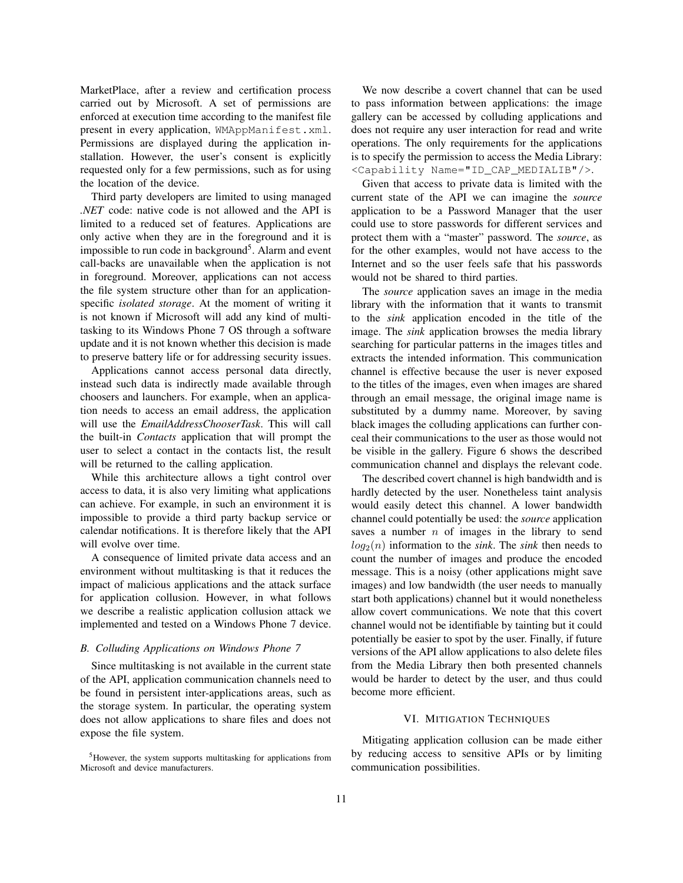MarketPlace, after a review and certification process carried out by Microsoft. A set of permissions are enforced at execution time according to the manifest file present in every application, `WMAppManifest.xml`. Permissions are displayed during the application installation. However, the user's consent is explicitly requested only for a few permissions, such as for using the location of the device.

Third party developers are limited to using managed *.NET* code: native code is not allowed and the API is limited to a reduced set of features. Applications are only active when they are in the foreground and it is impossible to run code in background[5]. Alarm and event call-backs are unavailable when the application is not in foreground. Moreover, applications can not access the file system structure other than for an application-specific *isolated storage*. At the moment of writing it is not known if Microsoft will add any kind of multitasking to its Windows Phone 7 OS through a software update and it is not known whether this decision is made to preserve battery life or for addressing security issues.

Applications cannot access personal data directly, instead such data is indirectly made available through choosers and launchers. For example, when an application needs to access an email address, the application will use the *EmailAddressChooserTask*. This will call the built-in *Contacts* application that will prompt the user to select a contact in the contacts list, the result will be returned to the calling application.

While this architecture allows a tight control over access to data, it is also very limiting what applications can achieve. For example, in such an environment it is impossible to provide a third party backup service or calendar notifications. It is therefore likely that the API will evolve over time.

A consequence of limited private data access and an environment without multitasking is that it reduces the impact of malicious applications and the attack surface for application collusion. However, in what follows we describe a realistic application collusion attack we implemented and tested on a Windows Phone 7 device.

### B. Colluding Applications on Windows Phone 7

Since multitasking is not available in the current state of the API, application communication channels need to be found in persistent inter-applications areas, such as the storage system. In particular, the operating system does not allow applications to share files and does not expose the file system.

[5]However, the system supports multitasking for applications from Microsoft and device manufacturers.

We now describe a covert channel that can be used to pass information between applications: the image gallery can be accessed by colluding applications and does not require any user interaction for read and write operations. The only requirements for the applications is to specify the permission to access the Media Library: `<Capability Name="ID_CAP_MEDIALIB"/>`.

Given that access to private data is limited with the current state of the API we can imagine the *source* application to be a Password Manager that the user could use to store passwords for different services and protect them with a "master" password. The *source*, as for the other examples, would not have access to the Internet and so the user feels safe that his passwords would not be shared to third parties.

The *source* application saves an image in the media library with the information that it wants to transmit to the *sink* application encoded in the title of the image. The *sink* application browses the media library searching for particular patterns in the images titles and extracts the intended information. This communication channel is effective because the user is never exposed to the titles of the images, even when images are shared through an email message, the original image name is substituted by a dummy name. Moreover, by saving black images the colluding applications can further conceal their communications to the user as those would not be visible in the gallery. Figure 6 shows the described communication channel and displays the relevant code.

The described covert channel is high bandwidth and is hardly detected by the user. Nonetheless taint analysis would easily detect this channel. A lower bandwidth channel could potentially be used: the *source* application saves a number $n$ of images in the library to send $log_2(n)$ information to the *sink*. The *sink* then needs to count the number of images and produce the encoded message. This is a noisy (other applications might save images) and low bandwidth (the user needs to manually start both applications) channel but it would nonetheless allow covert communications. We note that this covert channel would not be identifiable by tainting but it could potentially be easier to spot by the user. Finally, if future versions of the API allow applications to also delete files from the Media Library then both presented channels would be harder to detect by the user, and thus could become more efficient.

## VI. Mitigation Techniques

Mitigating application collusion can be made either by reducing access to sensitive APIs or by limiting communication possibilities.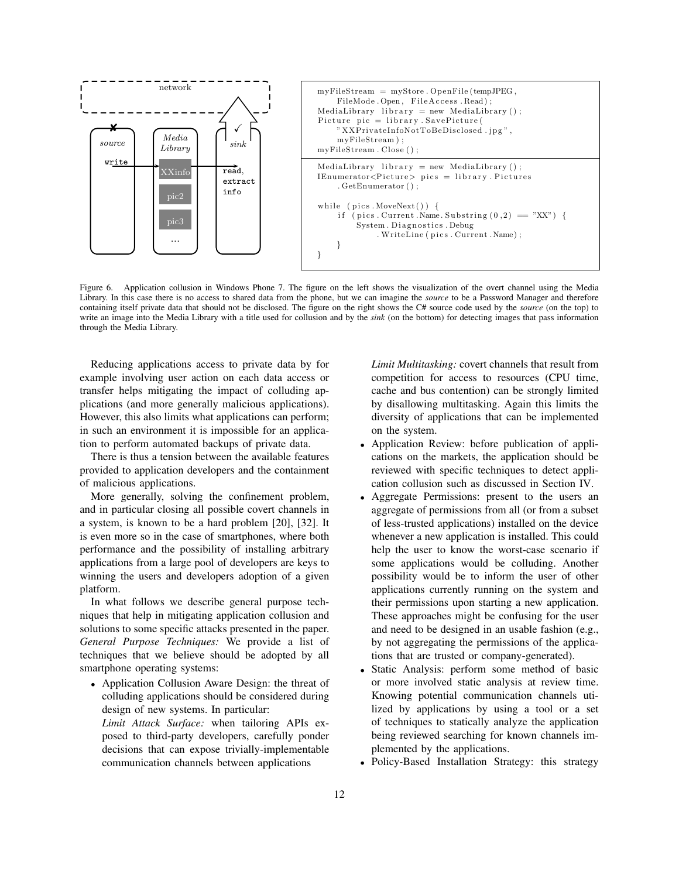```
myFileStream = myStore.OpenFile(tempJPEG,
    FileMode.Open, FileAccess.Read);
MediaLibrary library = new MediaLibrary();
Picture pic = library.SavePicture(
    "XXPrivateInfoNotToBeDisclosed.jpg",
    myFileStream);
myFileStream.Close();
```

```
MediaLibrary library = new MediaLibrary();
IEnumerator<Picture> pics = library.Pictures
    .GetEnumerator();

while (pics.MoveNext()) {
    if (pics.Current.Name.Substring(0,2) == "XX") {
        System.Diagnostics.Debug
            .WriteLine(pics.Current.Name);
    }
}
```

Figure 6. Application collusion in Windows Phone 7. The figure on the left shows the visualization of the overt channel using the Media Library. In this case there is no access to shared data from the phone, but we can imagine the *source* to be a Password Manager and therefore containing itself private data that should not be disclosed. The figure on the right shows the C# source code used by the *source* (on the top) to write an image into the Media Library with a title used for collusion and by the *sink* (on the bottom) for detecting images that pass information through the Media Library.

Reducing applications access to private data by for example involving user action on each data access or transfer helps mitigating the impact of colluding applications (and more generally malicious applications). However, this also limits what applications can perform; in such an environment it is impossible for an application to perform automated backups of private data.

There is thus a tension between the available features provided to application developers and the containment of malicious applications.

More generally, solving the confinement problem, and in particular closing all possible covert channels in a system, is known to be a hard problem [20], [32]. It is even more so in the case of smartphones, where both performance and the possibility of installing arbitrary applications from a large pool of developers are keys to winning the users and developers adoption of a given platform.

In what follows we describe general purpose techniques that help in mitigating application collusion and solutions to some specific attacks presented in the paper.

*General Purpose Techniques:* We provide a list of techniques that we believe should be adopted by all smartphone operating systems:

- Application Collusion Aware Design: the threat of colluding applications should be considered during design of new systems. In particular:

  *Limit Attack Surface:* when tailoring APIs exposed to third-party developers, carefully ponder decisions that can expose trivially-implementable communication channels between applications

  *Limit Multitasking:* covert channels that result from competition for access to resources (CPU time, cache and bus contention) can be strongly limited by disallowing multitasking. Again this limits the diversity of applications that can be implemented on the system.
- Application Review: before publication of applications on the markets, the application should be reviewed with specific techniques to detect application collusion such as discussed in Section IV.
- Aggregate Permissions: present to the users an aggregate of permissions from all (or from a subset of less-trusted applications) installed on the device whenever a new application is installed. This could help the user to know the worst-case scenario if some applications would be colluding. Another possibility would be to inform the user of other applications currently running on the system and their permissions upon starting a new application. These approaches might be confusing for the user and need to be designed in an usable fashion (e.g., by not aggregating the permissions of the applications that are trusted or company-generated).
- Static Analysis: perform some method of basic or more involved static analysis at review time. Knowing potential communication channels utilized by applications by using a tool or a set of techniques to statically analyze the application being reviewed searching for known channels implemented by the applications.
- Policy-Based Installation Strategy: this strategy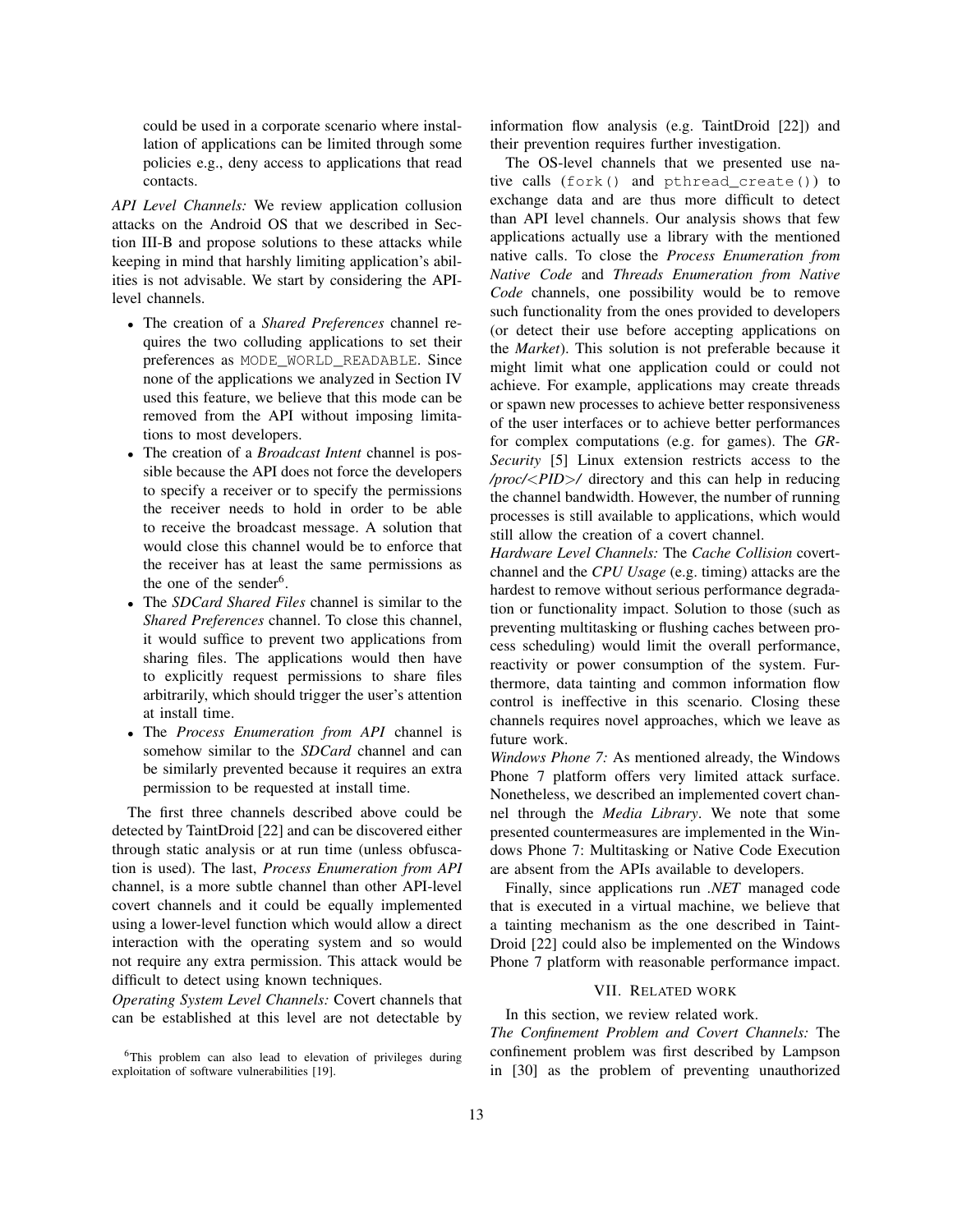could be used in a corporate scenario where installation of applications can be limited through some policies e.g., deny access to applications that read contacts.

*API Level Channels:* We review application collusion attacks on the Android OS that we described in Section III-B and propose solutions to these attacks while keeping in mind that harshly limiting application's abilities is not advisable. We start by considering the API-level channels.

- The creation of a *Shared Preferences* channel requires the two colluding applications to set their preferences as `MODE_WORLD_READABLE`. Since none of the applications we analyzed in Section IV used this feature, we believe that this mode can be removed from the API without imposing limitations to most developers.
- The creation of a *Broadcast Intent* channel is possible because the API does not force the developers to specify a receiver or to specify the permissions the receiver needs to hold in order to be able to receive the broadcast message. A solution that would close this channel would be to enforce that the receiver has at least the same permissions as the one of the sender[6].
- The *SDCard Shared Files* channel is similar to the *Shared Preferences* channel. To close this channel, it would suffice to prevent two applications from sharing files. The applications would then have to explicitly request permissions to share files arbitrarily, which should trigger the user's attention at install time.
- The *Process Enumeration from API* channel is somehow similar to the *SDCard* channel and can be similarly prevented because it requires an extra permission to be requested at install time.

The first three channels described above could be detected by TaintDroid [22] and can be discovered either through static analysis or at run time (unless obfuscation is used). The last, *Process Enumeration from API* channel, is a more subtle channel than other API-level covert channels and it could be equally implemented using a lower-level function which would allow a direct interaction with the operating system and so would not require any extra permission. This attack would be difficult to detect using known techniques.

*Operating System Level Channels:* Covert channels that can be established at this level are not detectable by information flow analysis (e.g. TaintDroid [22]) and their prevention requires further investigation.

The OS-level channels that we presented use native calls (`fork()` and `pthread_create()`) to exchange data and are thus more difficult to detect than API level channels. Our analysis shows that few applications actually use a library with the mentioned native calls. To close the *Process Enumeration from Native Code* and *Threads Enumeration from Native Code* channels, one possibility would be to remove such functionality from the ones provided to developers (or detect their use before accepting applications on the *Market*). This solution is not preferable because it might limit what one application could or could not achieve. For example, applications may create threads or spawn new processes to achieve better responsiveness of the user interfaces or to achieve better performances for complex computations (e.g. for games). The *GR-Security* [5] Linux extension restricts access to the */proc/<PID>/* directory and this can help in reducing the channel bandwidth. However, the number of running processes is still available to applications, which would still allow the creation of a covert channel.

*Hardware Level Channels:* The *Cache Collision* covert-channel and the *CPU Usage* (e.g. timing) attacks are the hardest to remove without serious performance degradation or functionality impact. Solution to those (such as preventing multitasking or flushing caches between process scheduling) would limit the overall performance, reactivity or power consumption of the system. Furthermore, data tainting and common information flow control is ineffective in this scenario. Closing these channels requires novel approaches, which we leave as future work.

*Windows Phone 7:* As mentioned already, the Windows Phone 7 platform offers very limited attack surface. Nonetheless, we described an implemented covert channel through the *Media Library*. We note that some presented countermeasures are implemented in the Windows Phone 7: Multitasking or Native Code Execution are absent from the APIs available to developers.

Finally, since applications run *.NET* managed code that is executed in a virtual machine, we believe that a tainting mechanism as the one described in TaintDroid [22] could also be implemented on the Windows Phone 7 platform with reasonable performance impact.

## VII. Related Work

In this section, we review related work.

*The Confinement Problem and Covert Channels:* The confinement problem was first described by Lampson in [30] as the problem of preventing unauthorized

[6] This problem can also lead to elevation of privileges during exploitation of software vulnerabilities [19].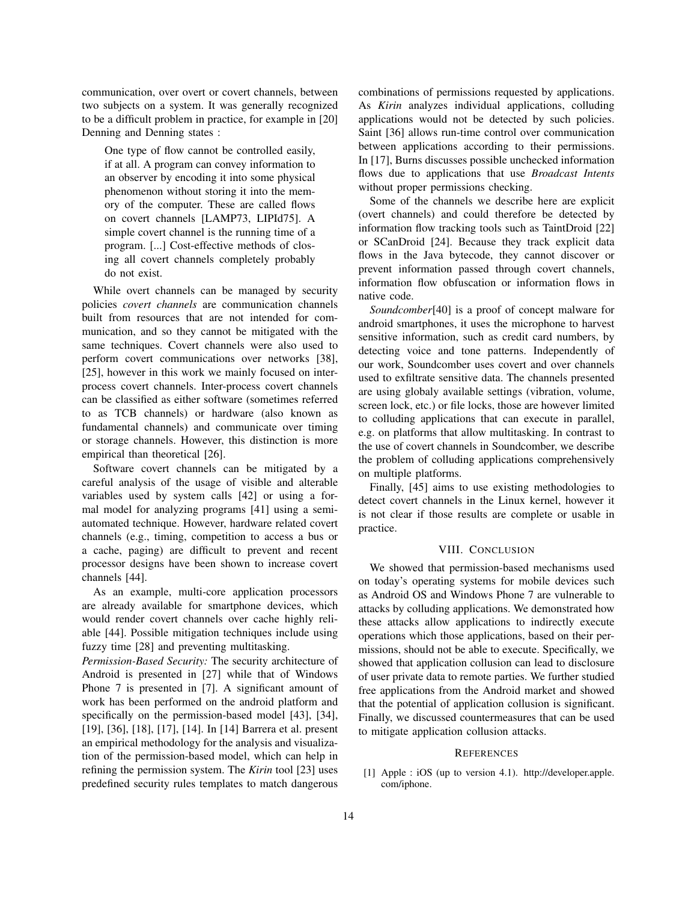communication, over overt or covert channels, between two subjects on a system. It was generally recognized to be a difficult problem in practice, for example in [20] Denning and Denning states :

> One type of flow cannot be controlled easily, if at all. A program can convey information to an observer by encoding it into some physical phenomenon without storing it into the memory of the computer. These are called flows on covert channels [LAMP73, LIPId75]. A simple covert channel is the running time of a program. [...] Cost-effective methods of closing all covert channels completely probably do not exist.

While overt channels can be managed by security policies *covert channels* are communication channels built from resources that are not intended for communication, and so they cannot be mitigated with the same techniques. Covert channels were also used to perform covert communications over networks [38], [25], however in this work we mainly focused on inter-process covert channels. Inter-process covert channels can be classified as either software (sometimes referred to as TCB channels) or hardware (also known as fundamental channels) and communicate over timing or storage channels. However, this distinction is more empirical than theoretical [26].

Software covert channels can be mitigated by a careful analysis of the usage of visible and alterable variables used by system calls [42] or using a formal model for analyzing programs [41] using a semi-automated technique. However, hardware related covert channels (e.g., timing, competition to access a bus or a cache, paging) are difficult to prevent and recent processor designs have been shown to increase covert channels [44].

As an example, multi-core application processors are already available for smartphone devices, which would render covert channels over cache highly reliable [44]. Possible mitigation techniques include using fuzzy time [28] and preventing multitasking.

*Permission-Based Security:* The security architecture of Android is presented in [27] while that of Windows Phone 7 is presented in [7]. A significant amount of work has been performed on the android platform and specifically on the permission-based model [43], [34], [19], [36], [18], [17], [14]. In [14] Barrera et al. present an empirical methodology for the analysis and visualization of the permission-based model, which can help in refining the permission system. The *Kirin* tool [23] uses predefined security rules templates to match dangerous combinations of permissions requested by applications. As *Kirin* analyzes individual applications, colluding applications would not be detected by such policies. Saint [36] allows run-time control over communication between applications according to their permissions. In [17], Burns discusses possible unchecked information flows due to applications that use *Broadcast Intents* without proper permissions checking.

Some of the channels we describe here are explicit (overt channels) and could therefore be detected by information flow tracking tools such as TaintDroid [22] or SCanDroid [24]. Because they track explicit data flows in the Java bytecode, they cannot discover or prevent information passed through covert channels, information flow obfuscation or information flows in native code.

*Soundcomber*[40] is a proof of concept malware for android smartphones, it uses the microphone to harvest sensitive information, such as credit card numbers, by detecting voice and tone patterns. Independently of our work, Soundcomber uses covert and over channels used to exfiltrate sensitive data. The channels presented are using globaly available settings (vibration, volume, screen lock, etc.) or file locks, those are however limited to colluding applications that can execute in parallel, e.g. on platforms that allow multitasking. In contrast to the use of covert channels in Soundcomber, we describe the problem of colluding applications comprehensively on multiple platforms.

Finally, [45] aims to use existing methodologies to detect covert channels in the Linux kernel, however it is not clear if those results are complete or usable in practice.

## VIII. Conclusion

We showed that permission-based mechanisms used on today's operating systems for mobile devices such as Android OS and Windows Phone 7 are vulnerable to attacks by colluding applications. We demonstrated how these attacks allow applications to indirectly execute operations which those applications, based on their permissions, should not be able to execute. Specifically, we showed that application collusion can lead to disclosure of user private data to remote parties. We further studied free applications from the Android market and showed that the potential of application collusion is significant. Finally, we discussed countermeasures that can be used to mitigate application collusion attacks.

## References

[1] Apple : iOS (up to version 4.1). http://developer.apple.com/iphone.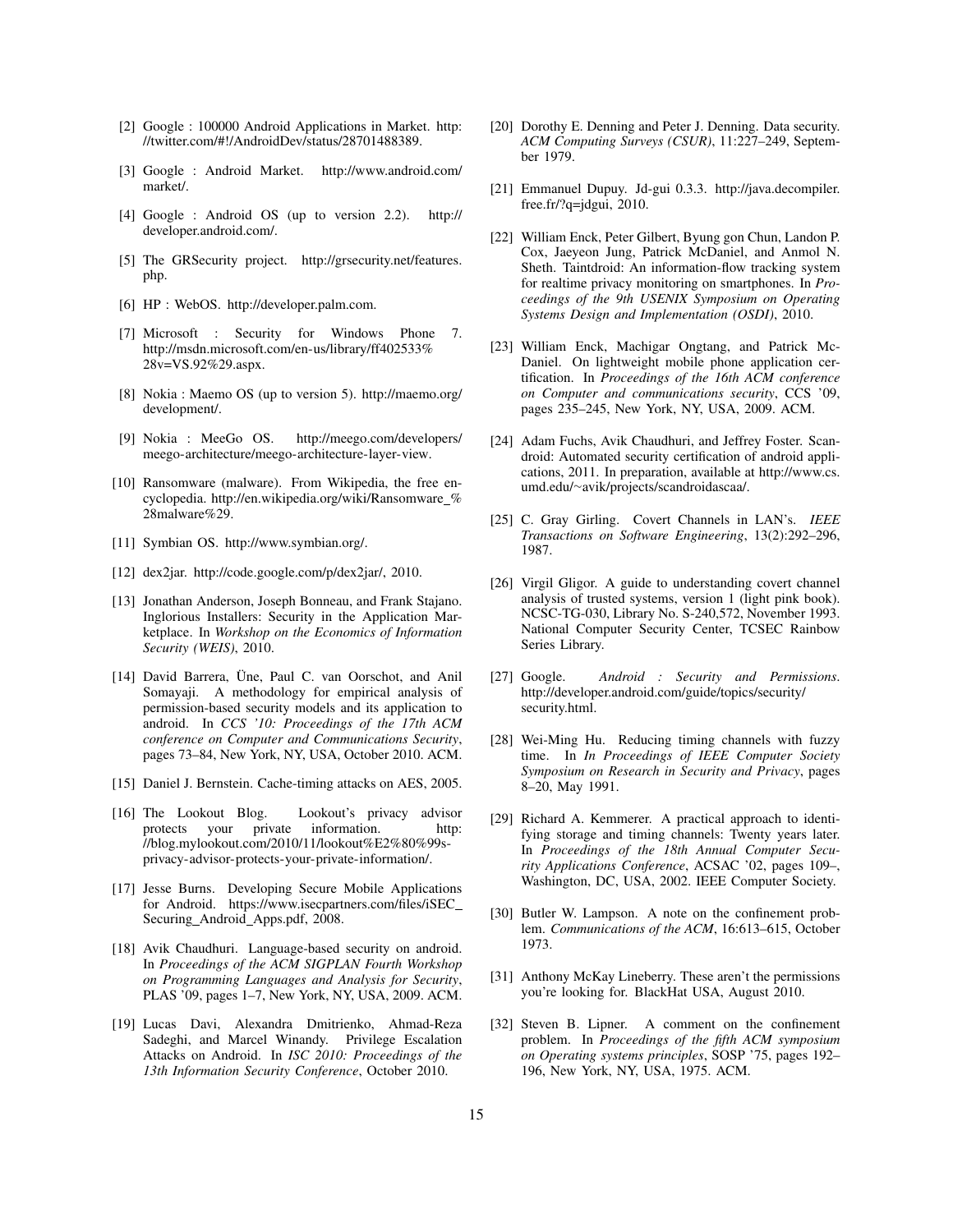[2] Google : 100000 Android Applications in Market. http://twitter.com/#!/AndroidDev/status/28701488389.

[3] Google : Android Market. http://www.android.com/market/.

[4] Google : Android OS (up to version 2.2). http://developer.android.com/.

[5] The GRSecurity project. http://grsecurity.net/features.php.

[6] HP : WebOS. http://developer.palm.com.

[7] Microsoft : Security for Windows Phone 7. http://msdn.microsoft.com/en-us/library/ff402533%28v=VS.92%29.aspx.

[8] Nokia : Maemo OS (up to version 5). http://maemo.org/development/.

[9] Nokia : MeeGo OS. http://meego.com/developers/meego-architecture/meego-architecture-layer-view.

[10] Ransomware (malware). From Wikipedia, the free encyclopedia. http://en.wikipedia.org/wiki/Ransomware_%28malware%29.

[11] Symbian OS. http://www.symbian.org/.

[12] dex2jar. http://code.google.com/p/dex2jar/, 2010.

[13] Jonathan Anderson, Joseph Bonneau, and Frank Stajano. Inglorious Installers: Security in the Application Marketplace. In *Workshop on the Economics of Information Security (WEIS)*, 2010.

[14] David Barrera, Üne, Paul C. van Oorschot, and Anil Somayaji. A methodology for empirical analysis of permission-based security models and its application to android. In *CCS '10: Proceedings of the 17th ACM conference on Computer and Communications Security*, pages 73–84, New York, NY, USA, October 2010. ACM.

[15] Daniel J. Bernstein. Cache-timing attacks on AES, 2005.

[16] The Lookout Blog. Lookout's privacy advisor protects your private information. http://blog.mylookout.com/2010/11/lookout%E2%80%99s-privacy-advisor-protects-your-private-information/.

[17] Jesse Burns. Developing Secure Mobile Applications for Android. https://www.isecpartners.com/files/iSEC_Securing_Android_Apps.pdf, 2008.

[18] Avik Chaudhuri. Language-based security on android. In *Proceedings of the ACM SIGPLAN Fourth Workshop on Programming Languages and Analysis for Security*, PLAS '09, pages 1–7, New York, NY, USA, 2009. ACM.

[19] Lucas Davi, Alexandra Dmitrienko, Ahmad-Reza Sadeghi, and Marcel Winandy. Privilege Escalation Attacks on Android. In *ISC 2010: Proceedings of the 13th Information Security Conference*, October 2010.

[20] Dorothy E. Denning and Peter J. Denning. Data security. *ACM Computing Surveys (CSUR)*, 11:227–249, September 1979.

[21] Emmanuel Dupuy. Jd-gui 0.3.3. http://java.decompiler.free.fr/?q=jdgui, 2010.

[22] William Enck, Peter Gilbert, Byung gon Chun, Landon P. Cox, Jaeyeon Jung, Patrick McDaniel, and Anmol N. Sheth. Taintdroid: An information-flow tracking system for realtime privacy monitoring on smartphones. In *Proceedings of the 9th USENIX Symposium on Operating Systems Design and Implementation (OSDI)*, 2010.

[23] William Enck, Machigar Ongtang, and Patrick McDaniel. On lightweight mobile phone application certification. In *Proceedings of the 16th ACM conference on Computer and communications security*, CCS '09, pages 235–245, New York, NY, USA, 2009. ACM.

[24] Adam Fuchs, Avik Chaudhuri, and Jeffrey Foster. Scandroid: Automated security certification of android applications, 2011. In preparation, available at http://www.cs.umd.edu/~avik/projects/scandroidascaa/.

[25] C. Gray Girling. Covert Channels in LAN's. *IEEE Transactions on Software Engineering*, 13(2):292–296, 1987.

[26] Virgil Gligor. A guide to understanding covert channel analysis of trusted systems, version 1 (light pink book). NCSC-TG-030, Library No. S-240,572, November 1993. National Computer Security Center, TCSEC Rainbow Series Library.

[27] Google. *Android : Security and Permissions*. http://developer.android.com/guide/topics/security/security.html.

[28] Wei-Ming Hu. Reducing timing channels with fuzzy time. In *In Proceedings of IEEE Computer Society Symposium on Research in Security and Privacy*, pages 8–20, May 1991.

[29] Richard A. Kemmerer. A practical approach to identifying storage and timing channels: Twenty years later. In *Proceedings of the 18th Annual Computer Security Applications Conference*, ACSAC '02, pages 109–, Washington, DC, USA, 2002. IEEE Computer Society.

[30] Butler W. Lampson. A note on the confinement problem. *Communications of the ACM*, 16:613–615, October 1973.

[31] Anthony McKay Lineberry. These aren't the permissions you're looking for. BlackHat USA, August 2010.

[32] Steven B. Lipner. A comment on the confinement problem. In *Proceedings of the fifth ACM symposium on Operating systems principles*, SOSP '75, pages 192–196, New York, NY, USA, 1975. ACM.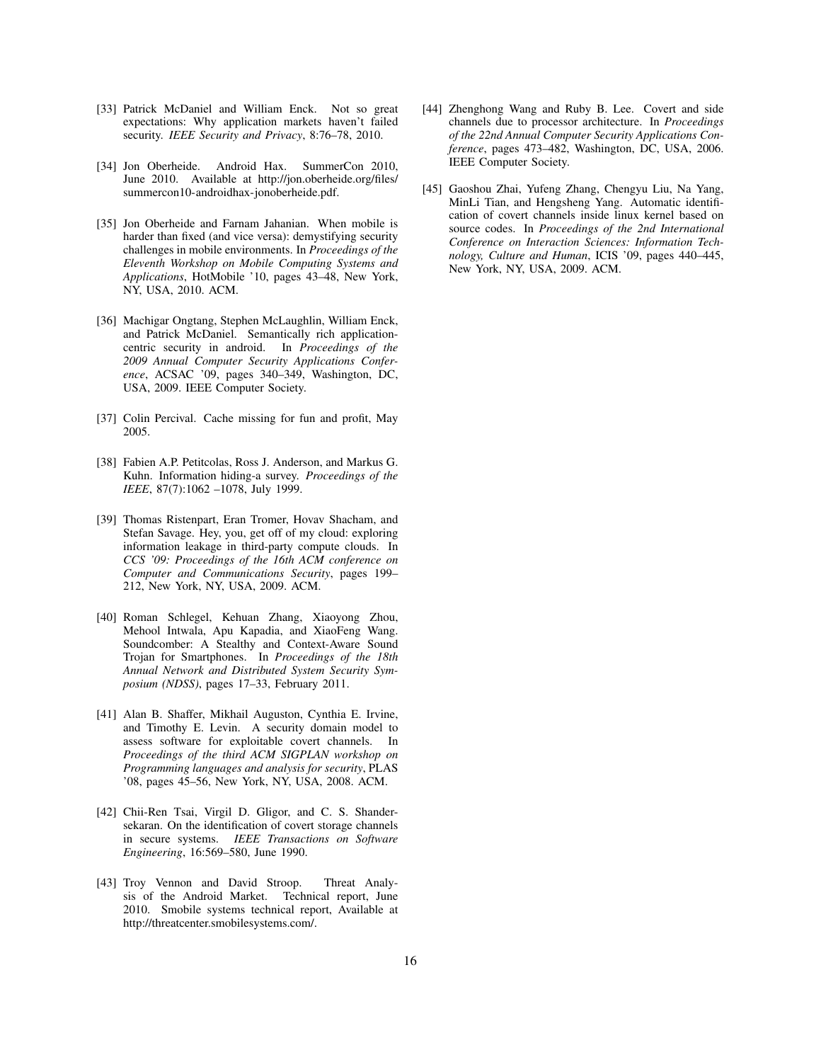[33] Patrick McDaniel and William Enck. Not so great expectations: Why application markets haven't failed security. *IEEE Security and Privacy*, 8:76–78, 2010.

[34] Jon Oberheide. Android Hax. SummerCon 2010, June 2010. Available at http://jon.oberheide.org/files/summercon10-androidhax-jonoberheide.pdf.

[35] Jon Oberheide and Farnam Jahanian. When mobile is harder than fixed (and vice versa): demystifying security challenges in mobile environments. In *Proceedings of the Eleventh Workshop on Mobile Computing Systems and Applications*, HotMobile '10, pages 43–48, New York, NY, USA, 2010. ACM.

[36] Machigar Ongtang, Stephen McLaughlin, William Enck, and Patrick McDaniel. Semantically rich application-centric security in android. In *Proceedings of the 2009 Annual Computer Security Applications Conference*, ACSAC '09, pages 340–349, Washington, DC, USA, 2009. IEEE Computer Society.

[37] Colin Percival. Cache missing for fun and profit, May 2005.

[38] Fabien A.P. Petitcolas, Ross J. Anderson, and Markus G. Kuhn. Information hiding-a survey. *Proceedings of the IEEE*, 87(7):1062 –1078, July 1999.

[39] Thomas Ristenpart, Eran Tromer, Hovav Shacham, and Stefan Savage. Hey, you, get off of my cloud: exploring information leakage in third-party compute clouds. In *CCS '09: Proceedings of the 16th ACM conference on Computer and Communications Security*, pages 199–212, New York, NY, USA, 2009. ACM.

[40] Roman Schlegel, Kehuan Zhang, Xiaoyong Zhou, Mehool Intwala, Apu Kapadia, and XiaoFeng Wang. Soundcomber: A Stealthy and Context-Aware Sound Trojan for Smartphones. In *Proceedings of the 18th Annual Network and Distributed System Security Symposium (NDSS)*, pages 17–33, February 2011.

[41] Alan B. Shaffer, Mikhail Auguston, Cynthia E. Irvine, and Timothy E. Levin. A security domain model to assess software for exploitable covert channels. In *Proceedings of the third ACM SIGPLAN workshop on Programming languages and analysis for security*, PLAS '08, pages 45–56, New York, NY, USA, 2008. ACM.

[42] Chii-Ren Tsai, Virgil D. Gligor, and C. S. Shandersekaran. On the identification of covert storage channels in secure systems. *IEEE Transactions on Software Engineering*, 16:569–580, June 1990.

[43] Troy Vennon and David Stroop. Threat Analysis of the Android Market. Technical report, June 2010. Smobile systems technical report, Available at http://threatcenter.smobilesystems.com/.

[44] Zhenghong Wang and Ruby B. Lee. Covert and side channels due to processor architecture. In *Proceedings of the 22nd Annual Computer Security Applications Conference*, pages 473–482, Washington, DC, USA, 2006. IEEE Computer Society.

[45] Gaoshou Zhai, Yufeng Zhang, Chengyu Liu, Na Yang, MinLi Tian, and Hengsheng Yang. Automatic identification of covert channels inside linux kernel based on source codes. In *Proceedings of the 2nd International Conference on Interaction Sciences: Information Technology, Culture and Human*, ICIS '09, pages 440–445, New York, NY, USA, 2009. ACM.